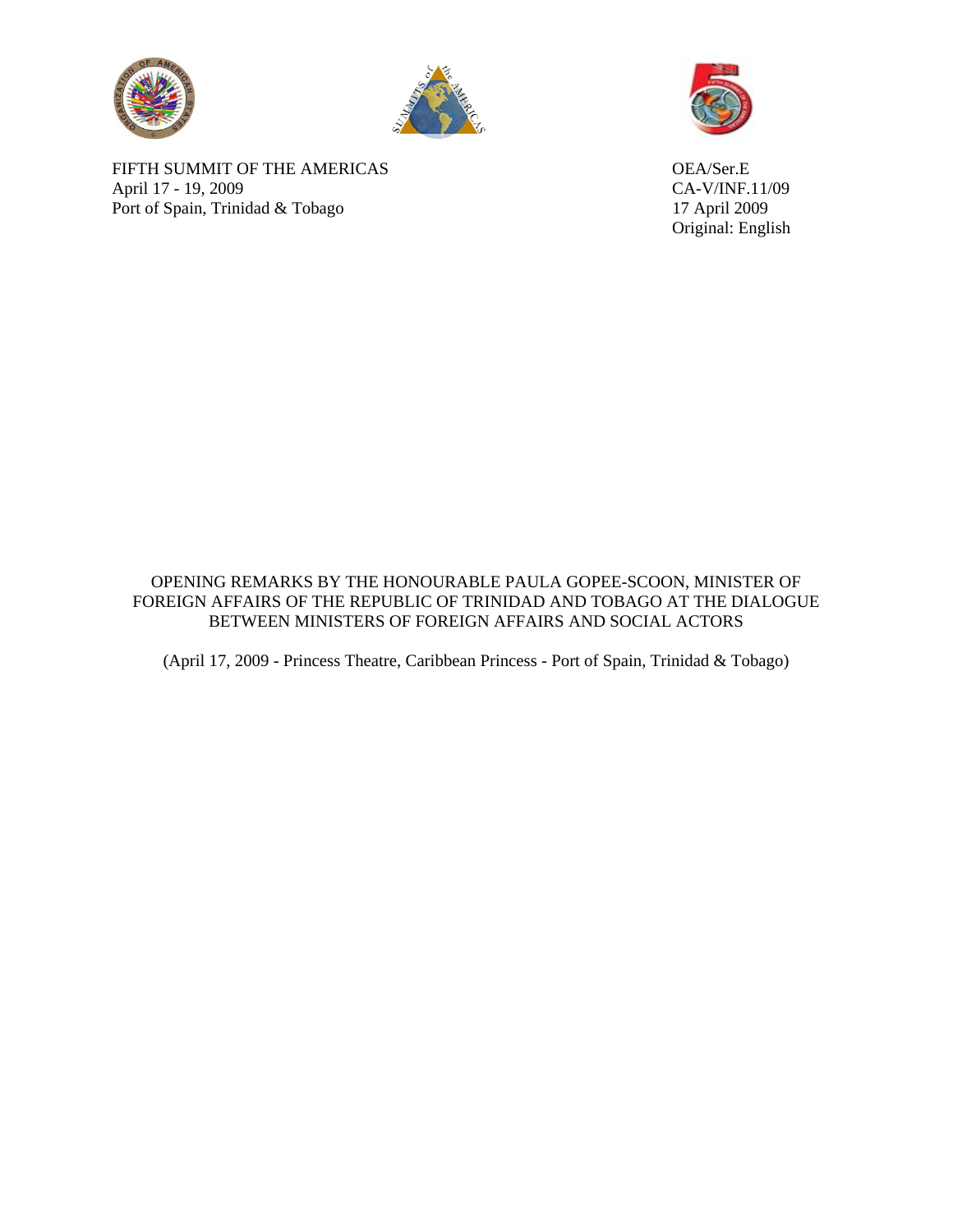FIFTH SUMMIT OF THE AMERICAS
April 17 - 19, 2009
Port of Spain, Trinidad & Tobago

OEA/Ser.E
CA-V/INF.11/09
17 April 2009
Original: English

# OPENING REMARKS BY THE HONOURABLE PAULA GOPEE-SCOON, MINISTER OF FOREIGN AFFAIRS OF THE REPUBLIC OF TRINIDAD AND TOBAGO AT THE DIALOGUE BETWEEN MINISTERS OF FOREIGN AFFAIRS AND SOCIAL ACTORS

(April 17, 2009 - Princess Theatre, Caribbean Princess - Port of Spain, Trinidad & Tobago)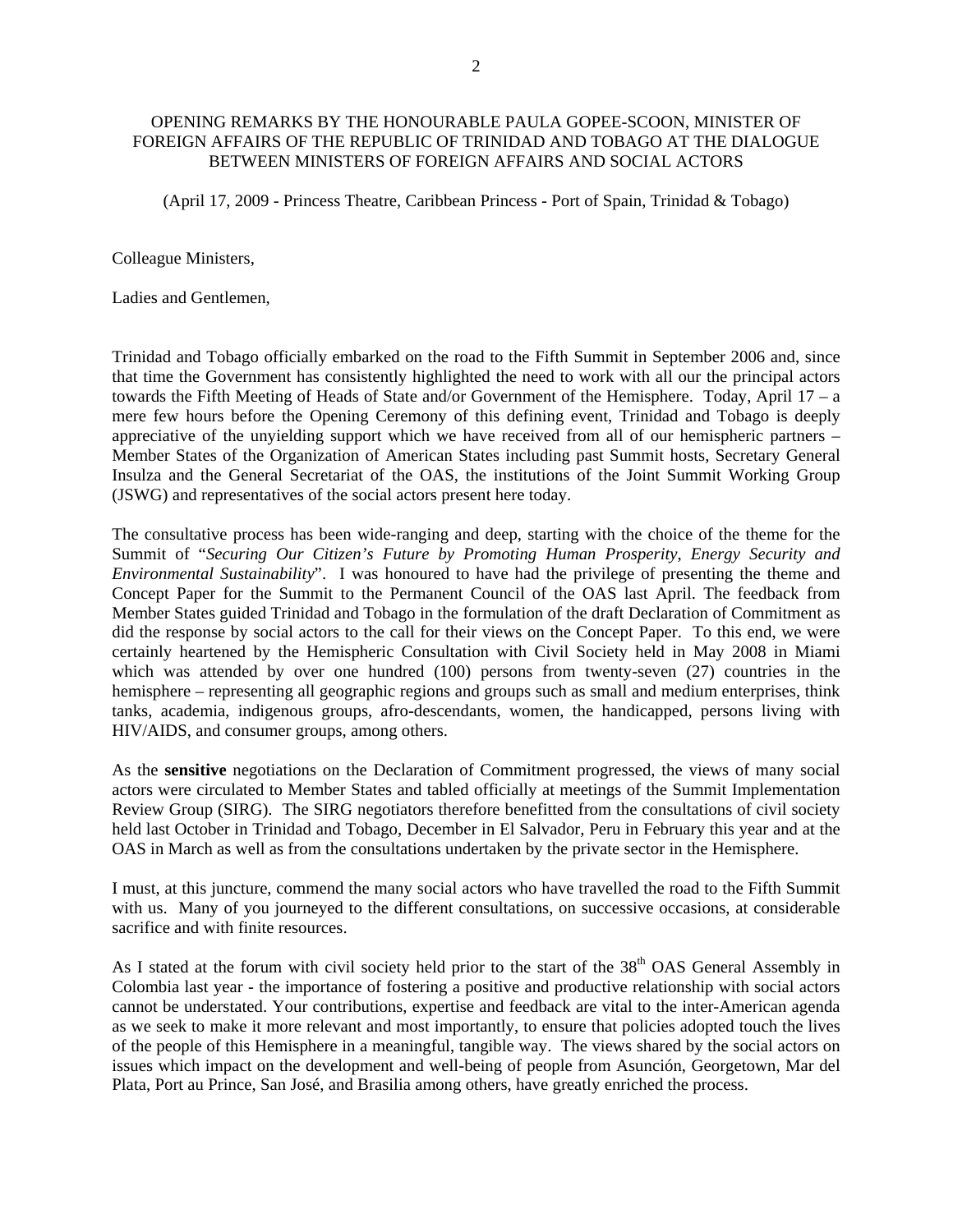OPENING REMARKS BY THE HONOURABLE PAULA GOPEE-SCOON, MINISTER OF FOREIGN AFFAIRS OF THE REPUBLIC OF TRINIDAD AND TOBAGO AT THE DIALOGUE BETWEEN MINISTERS OF FOREIGN AFFAIRS AND SOCIAL ACTORS

(April 17, 2009 - Princess Theatre, Caribbean Princess - Port of Spain, Trinidad & Tobago)

Colleague Ministers,

Ladies and Gentlemen,

Trinidad and Tobago officially embarked on the road to the Fifth Summit in September 2006 and, since that time the Government has consistently highlighted the need to work with all our the principal actors towards the Fifth Meeting of Heads of State and/or Government of the Hemisphere. Today, April 17 – a mere few hours before the Opening Ceremony of this defining event, Trinidad and Tobago is deeply appreciative of the unyielding support which we have received from all of our hemispheric partners – Member States of the Organization of American States including past Summit hosts, Secretary General Insulza and the General Secretariat of the OAS, the institutions of the Joint Summit Working Group (JSWG) and representatives of the social actors present here today.

The consultative process has been wide-ranging and deep, starting with the choice of the theme for the Summit of "*Securing Our Citizen's Future by Promoting Human Prosperity, Energy Security and Environmental Sustainability*". I was honoured to have had the privilege of presenting the theme and Concept Paper for the Summit to the Permanent Council of the OAS last April. The feedback from Member States guided Trinidad and Tobago in the formulation of the draft Declaration of Commitment as did the response by social actors to the call for their views on the Concept Paper. To this end, we were certainly heartened by the Hemispheric Consultation with Civil Society held in May 2008 in Miami which was attended by over one hundred (100) persons from twenty-seven (27) countries in the hemisphere – representing all geographic regions and groups such as small and medium enterprises, think tanks, academia, indigenous groups, afro-descendants, women, the handicapped, persons living with HIV/AIDS, and consumer groups, among others.

As the **sensitive** negotiations on the Declaration of Commitment progressed, the views of many social actors were circulated to Member States and tabled officially at meetings of the Summit Implementation Review Group (SIRG). The SIRG negotiators therefore benefitted from the consultations of civil society held last October in Trinidad and Tobago, December in El Salvador, Peru in February this year and at the OAS in March as well as from the consultations undertaken by the private sector in the Hemisphere.

I must, at this juncture, commend the many social actors who have travelled the road to the Fifth Summit with us. Many of you journeyed to the different consultations, on successive occasions, at considerable sacrifice and with finite resources.

As I stated at the forum with civil society held prior to the start of the 38th OAS General Assembly in Colombia last year - the importance of fostering a positive and productive relationship with social actors cannot be understated. Your contributions, expertise and feedback are vital to the inter-American agenda as we seek to make it more relevant and most importantly, to ensure that policies adopted touch the lives of the people of this Hemisphere in a meaningful, tangible way. The views shared by the social actors on issues which impact on the development and well-being of people from Asunción, Georgetown, Mar del Plata, Port au Prince, San José, and Brasilia among others, have greatly enriched the process.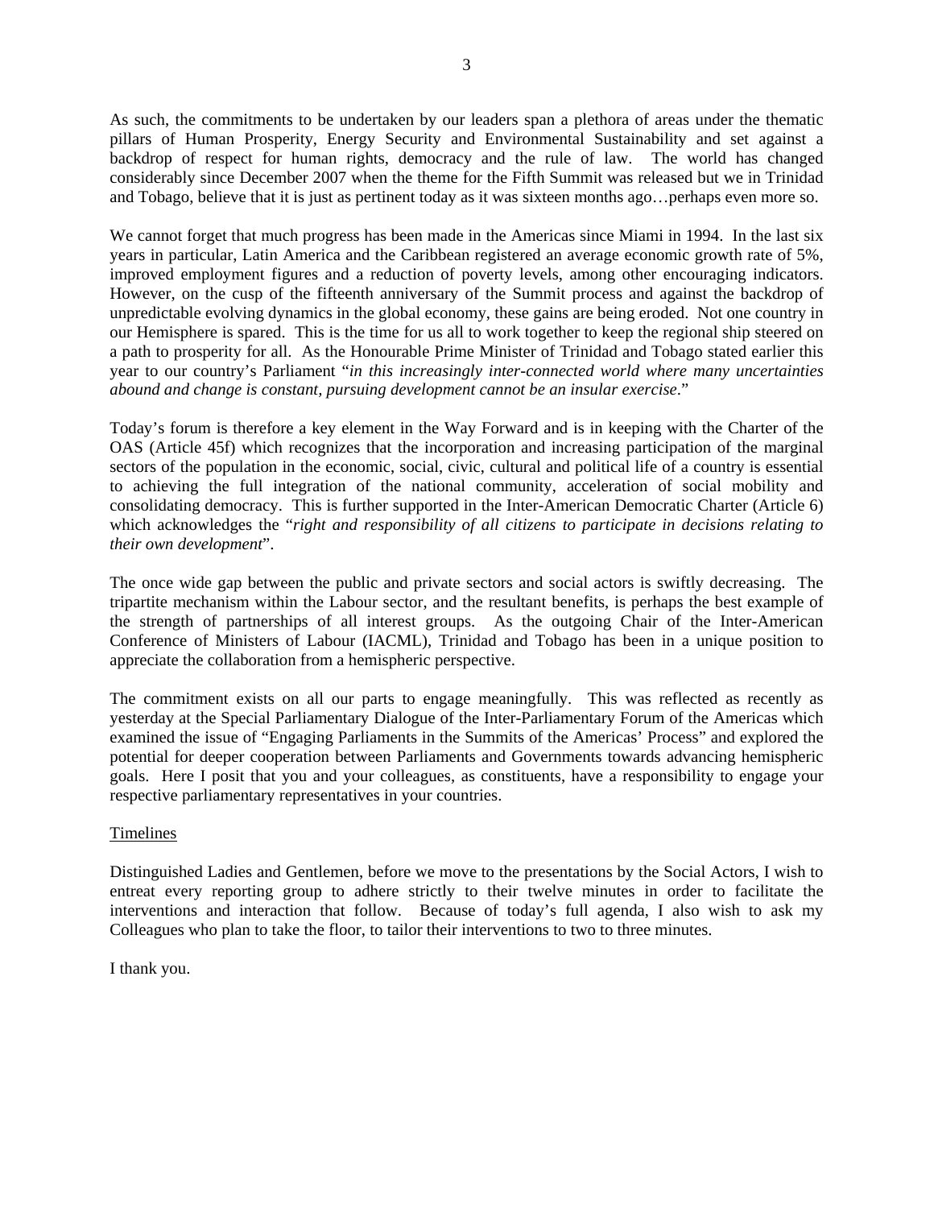As such, the commitments to be undertaken by our leaders span a plethora of areas under the thematic pillars of Human Prosperity, Energy Security and Environmental Sustainability and set against a backdrop of respect for human rights, democracy and the rule of law. The world has changed considerably since December 2007 when the theme for the Fifth Summit was released but we in Trinidad and Tobago, believe that it is just as pertinent today as it was sixteen months ago…perhaps even more so.

We cannot forget that much progress has been made in the Americas since Miami in 1994. In the last six years in particular, Latin America and the Caribbean registered an average economic growth rate of 5%, improved employment figures and a reduction of poverty levels, among other encouraging indicators. However, on the cusp of the fifteenth anniversary of the Summit process and against the backdrop of unpredictable evolving dynamics in the global economy, these gains are being eroded. Not one country in our Hemisphere is spared. This is the time for us all to work together to keep the regional ship steered on a path to prosperity for all. As the Honourable Prime Minister of Trinidad and Tobago stated earlier this year to our country's Parliament "*in this increasingly inter-connected world where many uncertainties abound and change is constant, pursuing development cannot be an insular exercise*."

Today's forum is therefore a key element in the Way Forward and is in keeping with the Charter of the OAS (Article 45f) which recognizes that the incorporation and increasing participation of the marginal sectors of the population in the economic, social, civic, cultural and political life of a country is essential to achieving the full integration of the national community, acceleration of social mobility and consolidating democracy. This is further supported in the Inter-American Democratic Charter (Article 6) which acknowledges the "*right and responsibility of all citizens to participate in decisions relating to their own development*".

The once wide gap between the public and private sectors and social actors is swiftly decreasing. The tripartite mechanism within the Labour sector, and the resultant benefits, is perhaps the best example of the strength of partnerships of all interest groups. As the outgoing Chair of the Inter-American Conference of Ministers of Labour (IACML), Trinidad and Tobago has been in a unique position to appreciate the collaboration from a hemispheric perspective.

The commitment exists on all our parts to engage meaningfully. This was reflected as recently as yesterday at the Special Parliamentary Dialogue of the Inter-Parliamentary Forum of the Americas which examined the issue of "Engaging Parliaments in the Summits of the Americas' Process" and explored the potential for deeper cooperation between Parliaments and Governments towards advancing hemispheric goals. Here I posit that you and your colleagues, as constituents, have a responsibility to engage your respective parliamentary representatives in your countries.

Timelines

Distinguished Ladies and Gentlemen, before we move to the presentations by the Social Actors, I wish to entreat every reporting group to adhere strictly to their twelve minutes in order to facilitate the interventions and interaction that follow. Because of today's full agenda, I also wish to ask my Colleagues who plan to take the floor, to tailor their interventions to two to three minutes.

I thank you.